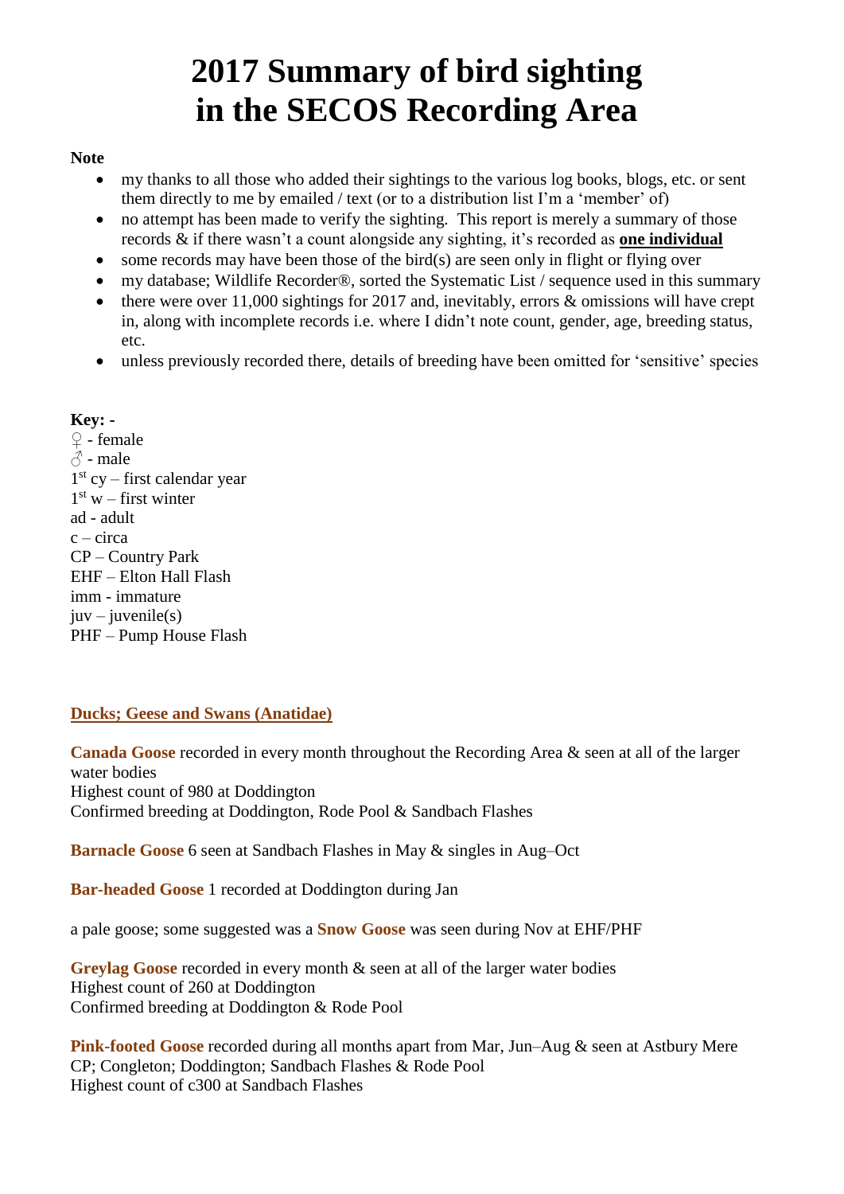# 2017 Summary of bird sighting in the SECOS Recording Area

**Note**

- my thanks to all those who added their sightings to the various log books, blogs, etc. or sent them directly to me by emailed / text (or to a distribution list I'm a 'member' of)
- no attempt has been made to verify the sighting. This report is merely a summary of those records & if there wasn't a count alongside any sighting, it's recorded as **one individual**
- some records may have been those of the bird(s) are seen only in flight or flying over
- my database; Wildlife Recorder®, sorted the Systematic List / sequence used in this summary
- there were over 11,000 sightings for 2017 and, inevitably, errors & omissions will have crept in, along with incomplete records i.e. where I didn't note count, gender, age, breeding status, etc.
- unless previously recorded there, details of breeding have been omitted for 'sensitive' species

**Key: -**

♀ - female
♂ - male
1st cy – first calendar year
1st w – first winter
ad - adult
c – circa
CP – Country Park
EHF – Elton Hall Flash
imm - immature
juv – juvenile(s)
PHF – Pump House Flash

## Ducks; Geese and Swans (Anatidae)

**Canada Goose** recorded in every month throughout the Recording Area & seen at all of the larger water bodies
Highest count of 980 at Doddington
Confirmed breeding at Doddington, Rode Pool & Sandbach Flashes

**Barnacle Goose** 6 seen at Sandbach Flashes in May & singles in Aug–Oct

**Bar-headed Goose** 1 recorded at Doddington during Jan

a pale goose; some suggested was a **Snow Goose** was seen during Nov at EHF/PHF

**Greylag Goose** recorded in every month & seen at all of the larger water bodies
Highest count of 260 at Doddington
Confirmed breeding at Doddington & Rode Pool

**Pink-footed Goose** recorded during all months apart from Mar, Jun–Aug & seen at Astbury Mere CP; Congleton; Doddington; Sandbach Flashes & Rode Pool
Highest count of c300 at Sandbach Flashes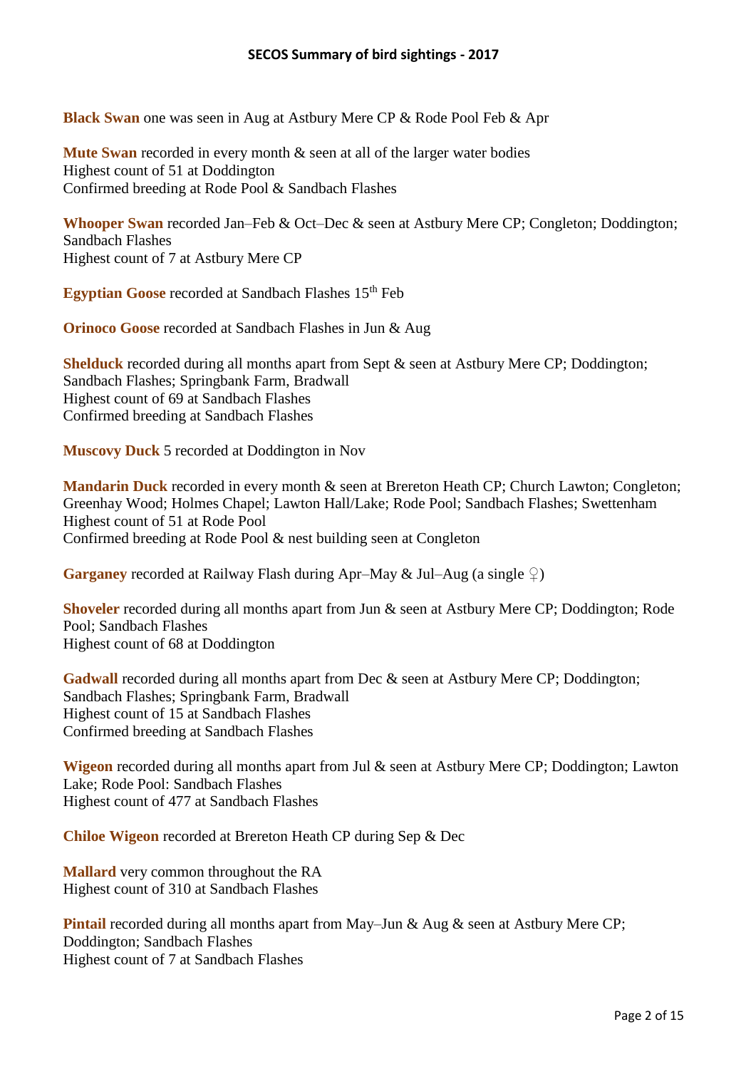## SECOS Summary of bird sightings - 2017

**Black Swan** one was seen in Aug at Astbury Mere CP & Rode Pool Feb & Apr

**Mute Swan** recorded in every month & seen at all of the larger water bodies
Highest count of 51 at Doddington
Confirmed breeding at Rode Pool & Sandbach Flashes

**Whooper Swan** recorded Jan–Feb & Oct–Dec & seen at Astbury Mere CP; Congleton; Doddington; Sandbach Flashes
Highest count of 7 at Astbury Mere CP

**Egyptian Goose** recorded at Sandbach Flashes 15th Feb

**Orinoco Goose** recorded at Sandbach Flashes in Jun & Aug

**Shelduck** recorded during all months apart from Sept & seen at Astbury Mere CP; Doddington; Sandbach Flashes; Springbank Farm, Bradwall
Highest count of 69 at Sandbach Flashes
Confirmed breeding at Sandbach Flashes

**Muscovy Duck** 5 recorded at Doddington in Nov

**Mandarin Duck** recorded in every month & seen at Brereton Heath CP; Church Lawton; Congleton; Greenhay Wood; Holmes Chapel; Lawton Hall/Lake; Rode Pool; Sandbach Flashes; Swettenham
Highest count of 51 at Rode Pool
Confirmed breeding at Rode Pool & nest building seen at Congleton

**Garganey** recorded at Railway Flash during Apr–May & Jul–Aug (a single ♀)

**Shoveler** recorded during all months apart from Jun & seen at Astbury Mere CP; Doddington; Rode Pool; Sandbach Flashes
Highest count of 68 at Doddington

**Gadwall** recorded during all months apart from Dec & seen at Astbury Mere CP; Doddington; Sandbach Flashes; Springbank Farm, Bradwall
Highest count of 15 at Sandbach Flashes
Confirmed breeding at Sandbach Flashes

**Wigeon** recorded during all months apart from Jul & seen at Astbury Mere CP; Doddington; Lawton Lake; Rode Pool: Sandbach Flashes
Highest count of 477 at Sandbach Flashes

**Chiloe Wigeon** recorded at Brereton Heath CP during Sep & Dec

**Mallard** very common throughout the RA
Highest count of 310 at Sandbach Flashes

**Pintail** recorded during all months apart from May–Jun & Aug & seen at Astbury Mere CP; Doddington; Sandbach Flashes
Highest count of 7 at Sandbach Flashes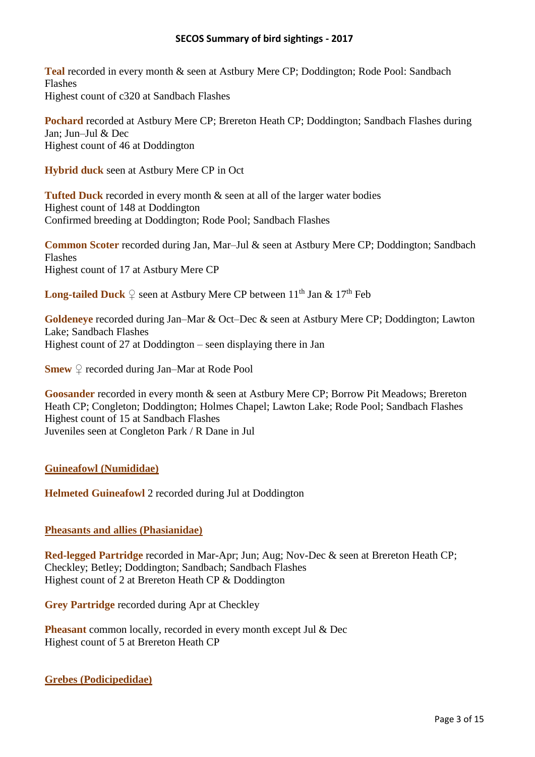**Teal** recorded in every month & seen at Astbury Mere CP; Doddington; Rode Pool: Sandbach Flashes
Highest count of c320 at Sandbach Flashes

**Pochard** recorded at Astbury Mere CP; Brereton Heath CP; Doddington; Sandbach Flashes during Jan; Jun–Jul & Dec
Highest count of 46 at Doddington

**Hybrid duck** seen at Astbury Mere CP in Oct

**Tufted Duck** recorded in every month & seen at all of the larger water bodies
Highest count of 148 at Doddington
Confirmed breeding at Doddington; Rode Pool; Sandbach Flashes

**Common Scoter** recorded during Jan, Mar–Jul & seen at Astbury Mere CP; Doddington; Sandbach Flashes
Highest count of 17 at Astbury Mere CP

**Long-tailed Duck** ♀ seen at Astbury Mere CP between 11th Jan & 17th Feb

**Goldeneye** recorded during Jan–Mar & Oct–Dec & seen at Astbury Mere CP; Doddington; Lawton Lake; Sandbach Flashes
Highest count of 27 at Doddington – seen displaying there in Jan

**Smew** ♀ recorded during Jan–Mar at Rode Pool

**Goosander** recorded in every month & seen at Astbury Mere CP; Borrow Pit Meadows; Brereton Heath CP; Congleton; Doddington; Holmes Chapel; Lawton Lake; Rode Pool; Sandbach Flashes
Highest count of 15 at Sandbach Flashes
Juveniles seen at Congleton Park / R Dane in Jul

## Guineafowl (Numididae)

**Helmeted Guineafowl** 2 recorded during Jul at Doddington

## Pheasants and allies (Phasianidae)

**Red-legged Partridge** recorded in Mar-Apr; Jun; Aug; Nov-Dec & seen at Brereton Heath CP; Checkley; Betley; Doddington; Sandbach; Sandbach Flashes
Highest count of 2 at Brereton Heath CP & Doddington

**Grey Partridge** recorded during Apr at Checkley

**Pheasant** common locally, recorded in every month except Jul & Dec
Highest count of 5 at Brereton Heath CP

## Grebes (Podicipedidae)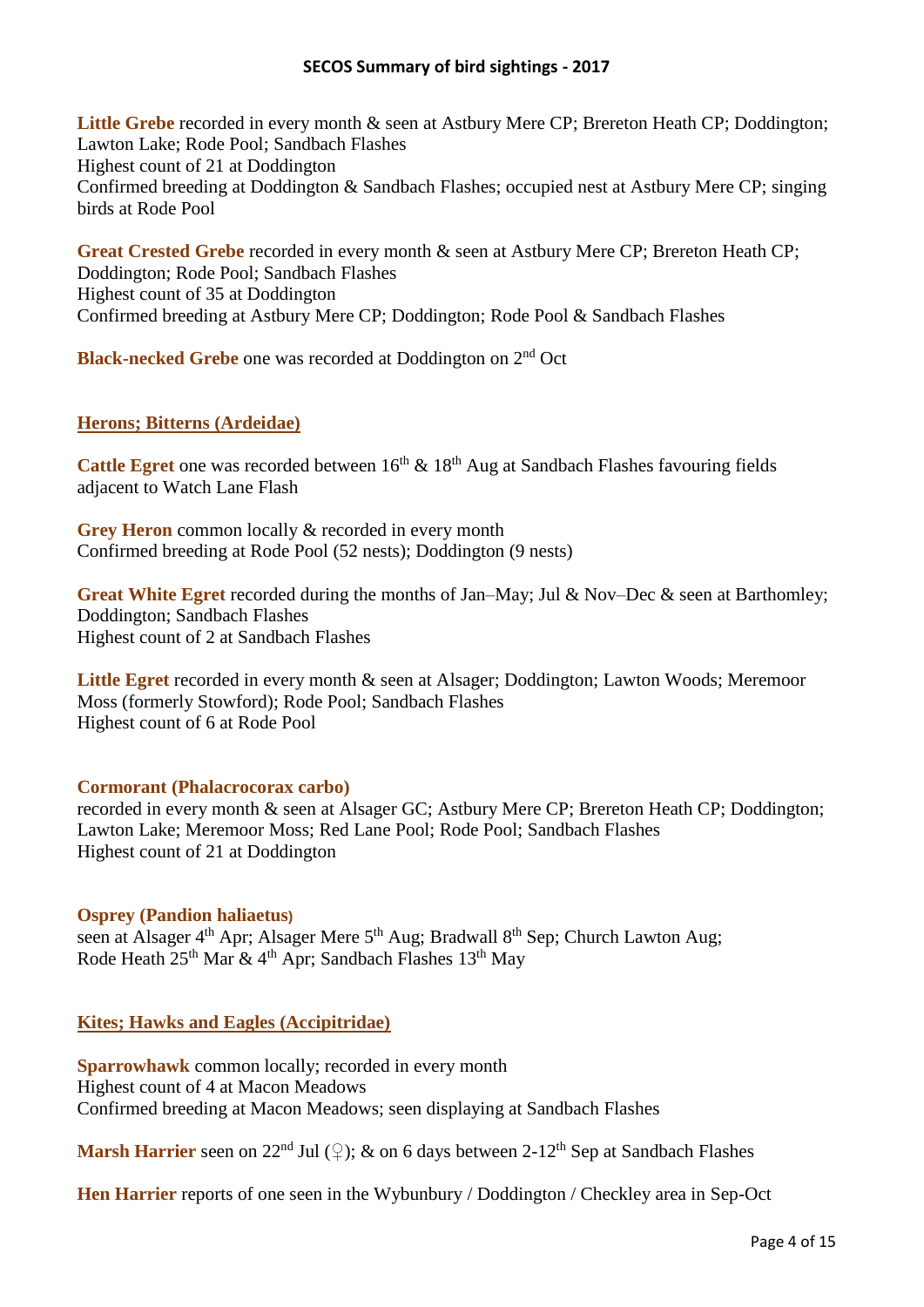**Little Grebe** recorded in every month & seen at Astbury Mere CP; Brereton Heath CP; Doddington; Lawton Lake; Rode Pool; Sandbach Flashes
Highest count of 21 at Doddington
Confirmed breeding at Doddington & Sandbach Flashes; occupied nest at Astbury Mere CP; singing birds at Rode Pool

**Great Crested Grebe** recorded in every month & seen at Astbury Mere CP; Brereton Heath CP; Doddington; Rode Pool; Sandbach Flashes
Highest count of 35 at Doddington
Confirmed breeding at Astbury Mere CP; Doddington; Rode Pool & Sandbach Flashes

**Black-necked Grebe** one was recorded at Doddington on 2nd Oct

## Herons; Bitterns (Ardeidae)

**Cattle Egret** one was recorded between 16th & 18th Aug at Sandbach Flashes favouring fields adjacent to Watch Lane Flash

**Grey Heron** common locally & recorded in every month
Confirmed breeding at Rode Pool (52 nests); Doddington (9 nests)

**Great White Egret** recorded during the months of Jan–May; Jul & Nov–Dec & seen at Barthomley; Doddington; Sandbach Flashes
Highest count of 2 at Sandbach Flashes

**Little Egret** recorded in every month & seen at Alsager; Doddington; Lawton Woods; Meremoor Moss (formerly Stowford); Rode Pool; Sandbach Flashes
Highest count of 6 at Rode Pool

## Cormorant (Phalacrocorax carbo)

recorded in every month & seen at Alsager GC; Astbury Mere CP; Brereton Heath CP; Doddington; Lawton Lake; Meremoor Moss; Red Lane Pool; Rode Pool; Sandbach Flashes
Highest count of 21 at Doddington

## Osprey (Pandion haliaetus)

seen at Alsager 4th Apr; Alsager Mere 5th Aug; Bradwall 8th Sep; Church Lawton Aug; Rode Heath 25th Mar & 4th Apr; Sandbach Flashes 13th May

## Kites; Hawks and Eagles (Accipitridae)

**Sparrowhawk** common locally; recorded in every month
Highest count of 4 at Macon Meadows
Confirmed breeding at Macon Meadows; seen displaying at Sandbach Flashes

**Marsh Harrier** seen on 22nd Jul (♀); & on 6 days between 2-12th Sep at Sandbach Flashes

**Hen Harrier** reports of one seen in the Wybunbury / Doddington / Checkley area in Sep-Oct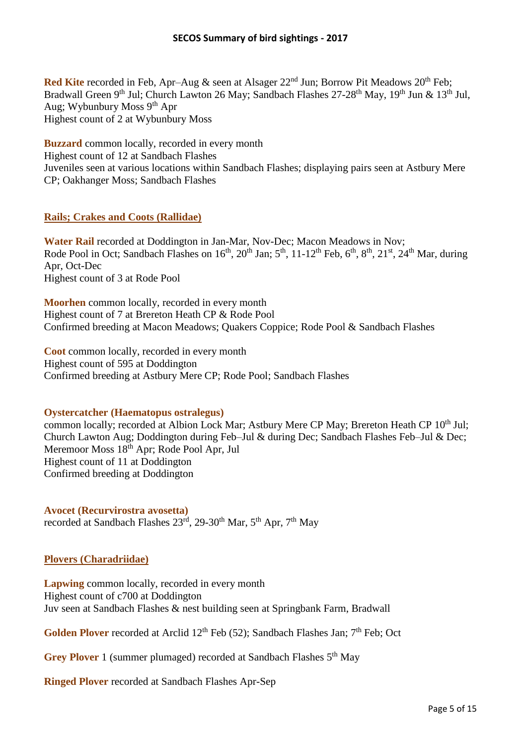**Red Kite** recorded in Feb, Apr–Aug & seen at Alsager 22nd Jun; Borrow Pit Meadows 20th Feb; Bradwall Green 9th Jul; Church Lawton 26 May; Sandbach Flashes 27-28th May, 19th Jun & 13th Jul, Aug; Wybunbury Moss 9th Apr
Highest count of 2 at Wybunbury Moss

**Buzzard** common locally, recorded in every month
Highest count of 12 at Sandbach Flashes
Juveniles seen at various locations within Sandbach Flashes; displaying pairs seen at Astbury Mere CP; Oakhanger Moss; Sandbach Flashes

## Rails; Crakes and Coots (Rallidae)

**Water Rail** recorded at Doddington in Jan-Mar, Nov-Dec; Macon Meadows in Nov; Rode Pool in Oct; Sandbach Flashes on 16th, 20th Jan; 5th, 11-12th Feb, 6th, 8th, 21st, 24th Mar, during Apr, Oct-Dec
Highest count of 3 at Rode Pool

**Moorhen** common locally, recorded in every month
Highest count of 7 at Brereton Heath CP & Rode Pool
Confirmed breeding at Macon Meadows; Quakers Coppice; Rode Pool & Sandbach Flashes

**Coot** common locally, recorded in every month
Highest count of 595 at Doddington
Confirmed breeding at Astbury Mere CP; Rode Pool; Sandbach Flashes

**Oystercatcher (Haematopus ostralegus)**
common locally; recorded at Albion Lock Mar; Astbury Mere CP May; Brereton Heath CP 10th Jul; Church Lawton Aug; Doddington during Feb–Jul & during Dec; Sandbach Flashes Feb–Jul & Dec; Meremoor Moss 18th Apr; Rode Pool Apr, Jul
Highest count of 11 at Doddington
Confirmed breeding at Doddington

**Avocet (Recurvirostra avosetta)**
recorded at Sandbach Flashes 23rd, 29-30th Mar, 5th Apr, 7th May

## Plovers (Charadriidae)

**Lapwing** common locally, recorded in every month
Highest count of c700 at Doddington
Juv seen at Sandbach Flashes & nest building seen at Springbank Farm, Bradwall

**Golden Plover** recorded at Arclid 12th Feb (52); Sandbach Flashes Jan; 7th Feb; Oct

**Grey Plover** 1 (summer plumaged) recorded at Sandbach Flashes 5th May

**Ringed Plover** recorded at Sandbach Flashes Apr-Sep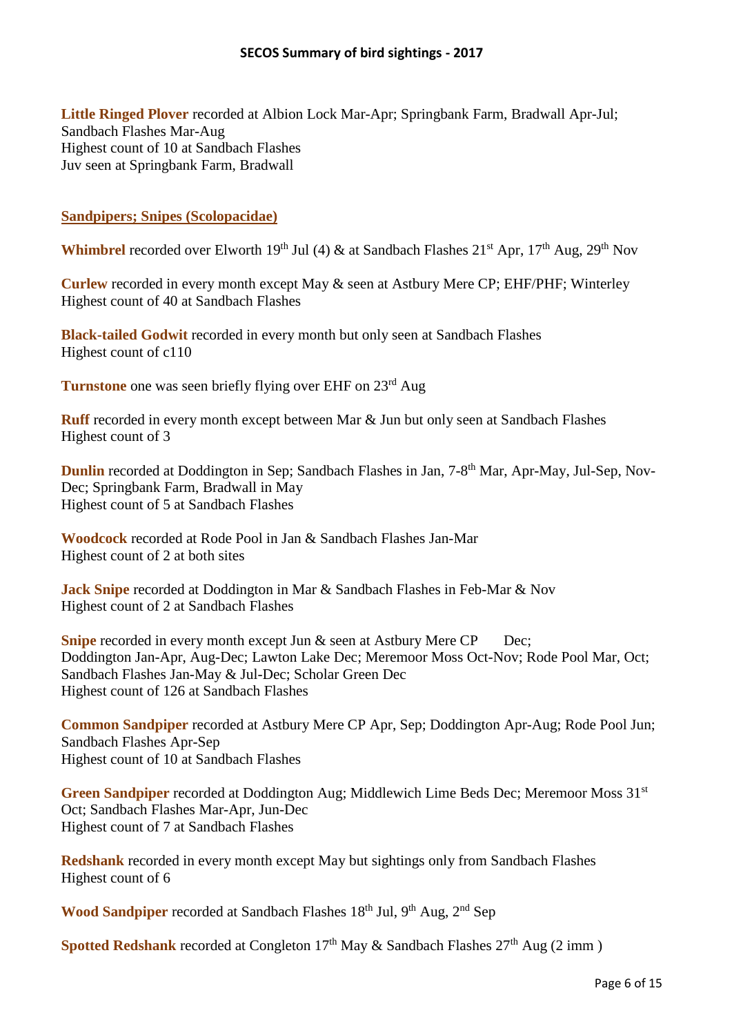**Little Ringed Plover** recorded at Albion Lock Mar-Apr; Springbank Farm, Bradwall Apr-Jul; Sandbach Flashes Mar-Aug
Highest count of 10 at Sandbach Flashes
Juv seen at Springbank Farm, Bradwall

## Sandpipers; Snipes (Scolopacidae)

**Whimbrel** recorded over Elworth 19th Jul (4) & at Sandbach Flashes 21st Apr, 17th Aug, 29th Nov

**Curlew** recorded in every month except May & seen at Astbury Mere CP; EHF/PHF; Winterley
Highest count of 40 at Sandbach Flashes

**Black-tailed Godwit** recorded in every month but only seen at Sandbach Flashes
Highest count of c110

**Turnstone** one was seen briefly flying over EHF on 23rd Aug

**Ruff** recorded in every month except between Mar & Jun but only seen at Sandbach Flashes
Highest count of 3

**Dunlin** recorded at Doddington in Sep; Sandbach Flashes in Jan, 7-8th Mar, Apr-May, Jul-Sep, Nov-Dec; Springbank Farm, Bradwall in May
Highest count of 5 at Sandbach Flashes

**Woodcock** recorded at Rode Pool in Jan & Sandbach Flashes Jan-Mar
Highest count of 2 at both sites

**Jack Snipe** recorded at Doddington in Mar & Sandbach Flashes in Feb-Mar & Nov
Highest count of 2 at Sandbach Flashes

**Snipe** recorded in every month except Jun & seen at Astbury Mere CP Dec; Doddington Jan-Apr, Aug-Dec; Lawton Lake Dec; Meremoor Moss Oct-Nov; Rode Pool Mar, Oct; Sandbach Flashes Jan-May & Jul-Dec; Scholar Green Dec
Highest count of 126 at Sandbach Flashes

**Common Sandpiper** recorded at Astbury Mere CP Apr, Sep; Doddington Apr-Aug; Rode Pool Jun; Sandbach Flashes Apr-Sep
Highest count of 10 at Sandbach Flashes

**Green Sandpiper** recorded at Doddington Aug; Middlewich Lime Beds Dec; Meremoor Moss 31st Oct; Sandbach Flashes Mar-Apr, Jun-Dec
Highest count of 7 at Sandbach Flashes

**Redshank** recorded in every month except May but sightings only from Sandbach Flashes
Highest count of 6

**Wood Sandpiper** recorded at Sandbach Flashes 18th Jul, 9th Aug, 2nd Sep

**Spotted Redshank** recorded at Congleton 17th May & Sandbach Flashes 27th Aug (2 imm )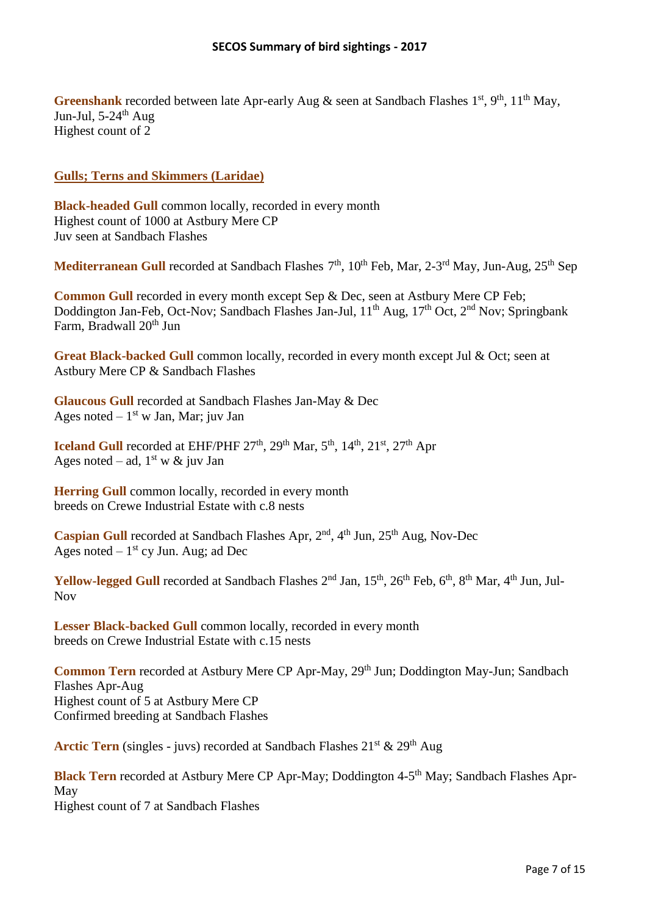**Greenshank** recorded between late Apr-early Aug & seen at Sandbach Flashes 1st, 9th, 11th May, Jun-Jul, 5-24th Aug
Highest count of 2

## Gulls; Terns and Skimmers (Laridae)

**Black-headed Gull** common locally, recorded in every month
Highest count of 1000 at Astbury Mere CP
Juv seen at Sandbach Flashes

**Mediterranean Gull** recorded at Sandbach Flashes 7th, 10th Feb, Mar, 2-3rd May, Jun-Aug, 25th Sep

**Common Gull** recorded in every month except Sep & Dec, seen at Astbury Mere CP Feb; Doddington Jan-Feb, Oct-Nov; Sandbach Flashes Jan-Jul, 11th Aug, 17th Oct, 2nd Nov; Springbank Farm, Bradwall 20th Jun

**Great Black-backed Gull** common locally, recorded in every month except Jul & Oct; seen at Astbury Mere CP & Sandbach Flashes

**Glaucous Gull** recorded at Sandbach Flashes Jan-May & Dec
Ages noted – 1st w Jan, Mar; juv Jan

**Iceland Gull** recorded at EHF/PHF 27th, 29th Mar, 5th, 14th, 21st, 27th Apr
Ages noted – ad, 1st w & juv Jan

**Herring Gull** common locally, recorded in every month
breeds on Crewe Industrial Estate with c.8 nests

**Caspian Gull** recorded at Sandbach Flashes Apr, 2nd, 4th Jun, 25th Aug, Nov-Dec
Ages noted – 1st cy Jun. Aug; ad Dec

**Yellow-legged Gull** recorded at Sandbach Flashes 2nd Jan, 15th, 26th Feb, 6th, 8th Mar, 4th Jun, Jul-Nov

**Lesser Black-backed Gull** common locally, recorded in every month
breeds on Crewe Industrial Estate with c.15 nests

**Common Tern** recorded at Astbury Mere CP Apr-May, 29th Jun; Doddington May-Jun; Sandbach Flashes Apr-Aug
Highest count of 5 at Astbury Mere CP
Confirmed breeding at Sandbach Flashes

**Arctic Tern** (singles - juvs) recorded at Sandbach Flashes 21st & 29th Aug

**Black Tern** recorded at Astbury Mere CP Apr-May; Doddington 4-5th May; Sandbach Flashes Apr-May
Highest count of 7 at Sandbach Flashes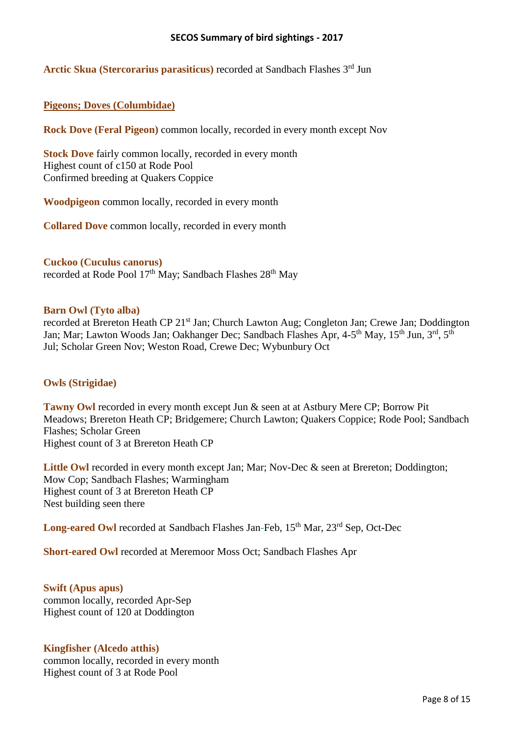**Arctic Skua (Stercorarius parasiticus)** recorded at Sandbach Flashes 3rd Jun

## Pigeons; Doves (Columbidae)

**Rock Dove (Feral Pigeon)** common locally, recorded in every month except Nov

**Stock Dove** fairly common locally, recorded in every month
Highest count of c150 at Rode Pool
Confirmed breeding at Quakers Coppice

**Woodpigeon** common locally, recorded in every month

**Collared Dove** common locally, recorded in every month

**Cuckoo (Cuculus canorus)**
recorded at Rode Pool 17th May; Sandbach Flashes 28th May

**Barn Owl (Tyto alba)**
recorded at Brereton Heath CP 21st Jan; Church Lawton Aug; Congleton Jan; Crewe Jan; Doddington Jan; Mar; Lawton Woods Jan; Oakhanger Dec; Sandbach Flashes Apr, 4-5th May, 15th Jun, 3rd, 5th Jul; Scholar Green Nov; Weston Road, Crewe Dec; Wybunbury Oct

## Owls (Strigidae)

**Tawny Owl** recorded in every month except Jun & seen at at Astbury Mere CP; Borrow Pit Meadows; Brereton Heath CP; Bridgemere; Church Lawton; Quakers Coppice; Rode Pool; Sandbach Flashes; Scholar Green
Highest count of 3 at Brereton Heath CP

**Little Owl** recorded in every month except Jan; Mar; Nov-Dec & seen at Brereton; Doddington; Mow Cop; Sandbach Flashes; Warmingham
Highest count of 3 at Brereton Heath CP
Nest building seen there

**Long-eared Owl** recorded at Sandbach Flashes Jan-Feb, 15th Mar, 23rd Sep, Oct-Dec

**Short-eared Owl** recorded at Meremoor Moss Oct; Sandbach Flashes Apr

**Swift (Apus apus)**
common locally, recorded Apr-Sep
Highest count of 120 at Doddington

**Kingfisher (Alcedo atthis)**
common locally, recorded in every month
Highest count of 3 at Rode Pool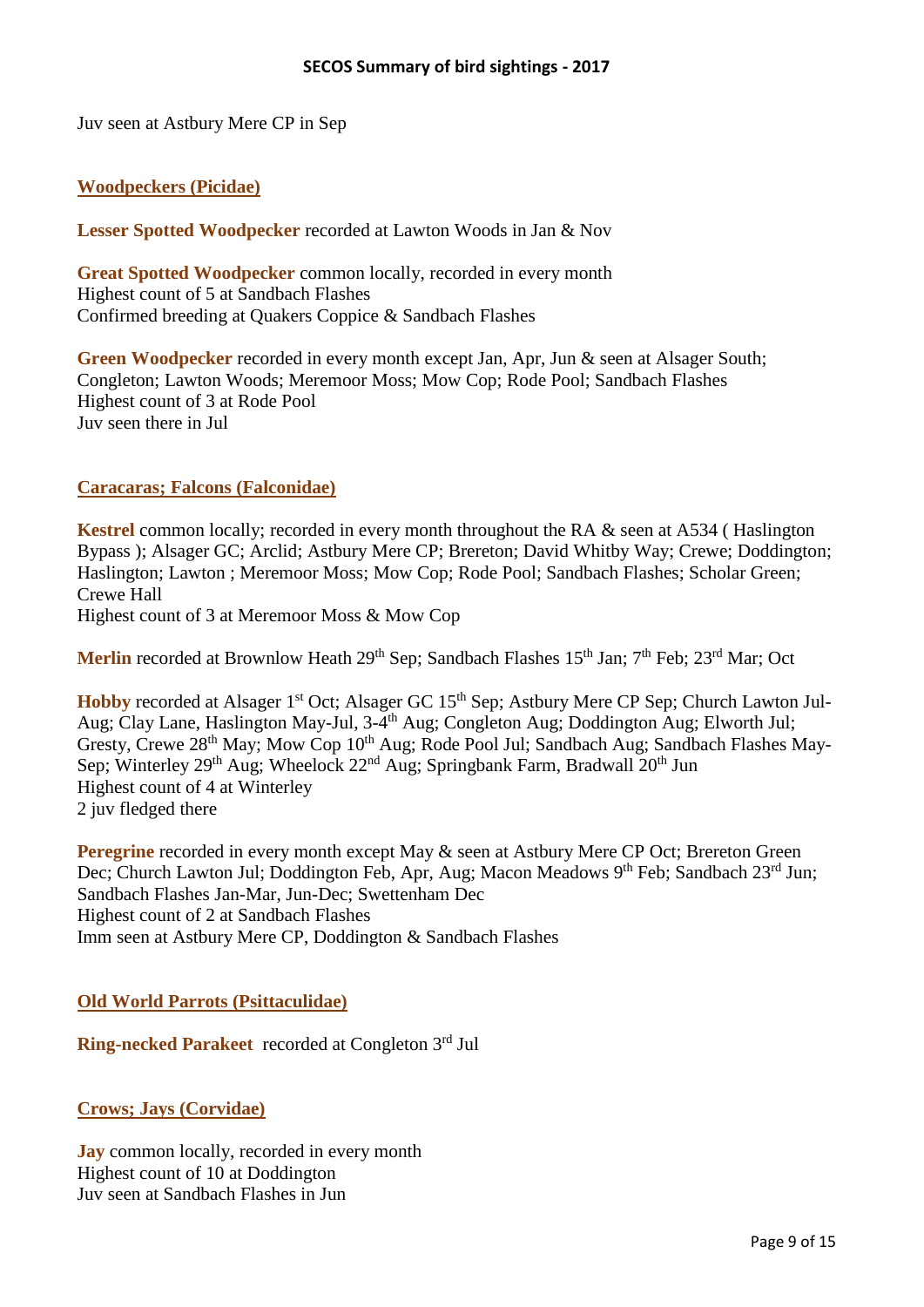Juv seen at Astbury Mere CP in Sep

## Woodpeckers (Picidae)

**Lesser Spotted Woodpecker** recorded at Lawton Woods in Jan & Nov

**Great Spotted Woodpecker** common locally, recorded in every month
Highest count of 5 at Sandbach Flashes
Confirmed breeding at Quakers Coppice & Sandbach Flashes

**Green Woodpecker** recorded in every month except Jan, Apr, Jun & seen at Alsager South; Congleton; Lawton Woods; Meremoor Moss; Mow Cop; Rode Pool; Sandbach Flashes
Highest count of 3 at Rode Pool
Juv seen there in Jul

## Caracaras; Falcons (Falconidae)

**Kestrel** common locally; recorded in every month throughout the RA & seen at A534 ( Haslington Bypass ); Alsager GC; Arclid; Astbury Mere CP; Brereton; David Whitby Way; Crewe; Doddington; Haslington; Lawton ; Meremoor Moss; Mow Cop; Rode Pool; Sandbach Flashes; Scholar Green; Crewe Hall
Highest count of 3 at Meremoor Moss & Mow Cop

**Merlin** recorded at Brownlow Heath 29th Sep; Sandbach Flashes 15th Jan; 7th Feb; 23rd Mar; Oct

**Hobby** recorded at Alsager 1st Oct; Alsager GC 15th Sep; Astbury Mere CP Sep; Church Lawton Jul-Aug; Clay Lane, Haslington May-Jul, 3-4th Aug; Congleton Aug; Doddington Aug; Elworth Jul; Gresty, Crewe 28th May; Mow Cop 10th Aug; Rode Pool Jul; Sandbach Aug; Sandbach Flashes May-Sep; Winterley 29th Aug; Wheelock 22nd Aug; Springbank Farm, Bradwall 20th Jun
Highest count of 4 at Winterley
2 juv fledged there

**Peregrine** recorded in every month except May & seen at Astbury Mere CP Oct; Brereton Green Dec; Church Lawton Jul; Doddington Feb, Apr, Aug; Macon Meadows 9th Feb; Sandbach 23rd Jun; Sandbach Flashes Jan-Mar, Jun-Dec; Swettenham Dec
Highest count of 2 at Sandbach Flashes
Imm seen at Astbury Mere CP, Doddington & Sandbach Flashes

## Old World Parrots (Psittaculidae)

**Ring-necked Parakeet** recorded at Congleton 3rd Jul

## Crows; Jays (Corvidae)

**Jay** common locally, recorded in every month
Highest count of 10 at Doddington
Juv seen at Sandbach Flashes in Jun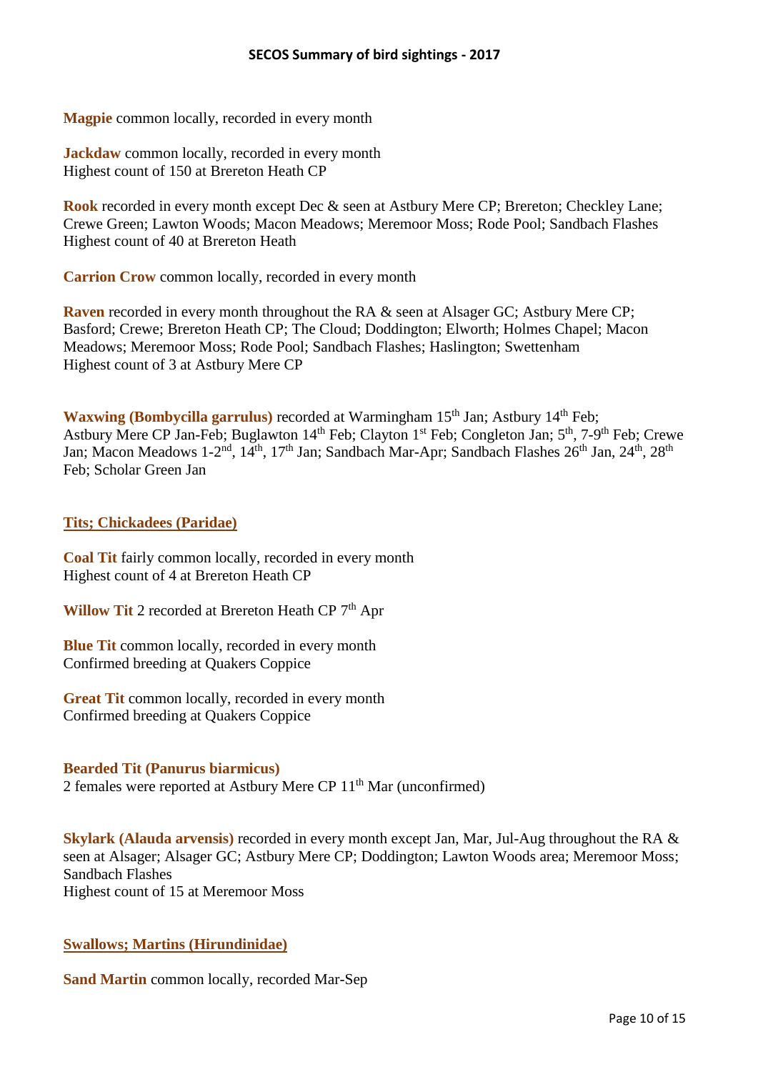**Magpie** common locally, recorded in every month

**Jackdaw** common locally, recorded in every month
Highest count of 150 at Brereton Heath CP

**Rook** recorded in every month except Dec & seen at Astbury Mere CP; Brereton; Checkley Lane; Crewe Green; Lawton Woods; Macon Meadows; Meremoor Moss; Rode Pool; Sandbach Flashes
Highest count of 40 at Brereton Heath

**Carrion Crow** common locally, recorded in every month

**Raven** recorded in every month throughout the RA & seen at Alsager GC; Astbury Mere CP; Basford; Crewe; Brereton Heath CP; The Cloud; Doddington; Elworth; Holmes Chapel; Macon Meadows; Meremoor Moss; Rode Pool; Sandbach Flashes; Haslington; Swettenham
Highest count of 3 at Astbury Mere CP

**Waxwing (Bombycilla garrulus)** recorded at Warmingham 15th Jan; Astbury 14th Feb; Astbury Mere CP Jan-Feb; Buglawton 14th Feb; Clayton 1st Feb; Congleton Jan; 5th, 7-9th Feb; Crewe Jan; Macon Meadows 1-2nd, 14th, 17th Jan; Sandbach Mar-Apr; Sandbach Flashes 26th Jan, 24th, 28th Feb; Scholar Green Jan

## Tits; Chickadees (Paridae)

**Coal Tit** fairly common locally, recorded in every month
Highest count of 4 at Brereton Heath CP

**Willow Tit** 2 recorded at Brereton Heath CP 7th Apr

**Blue Tit** common locally, recorded in every month
Confirmed breeding at Quakers Coppice

**Great Tit** common locally, recorded in every month
Confirmed breeding at Quakers Coppice

**Bearded Tit (Panurus biarmicus)**
2 females were reported at Astbury Mere CP 11th Mar (unconfirmed)

**Skylark (Alauda arvensis)** recorded in every month except Jan, Mar, Jul-Aug throughout the RA & seen at Alsager; Alsager GC; Astbury Mere CP; Doddington; Lawton Woods area; Meremoor Moss; Sandbach Flashes
Highest count of 15 at Meremoor Moss

## Swallows; Martins (Hirundinidae)

**Sand Martin** common locally, recorded Mar-Sep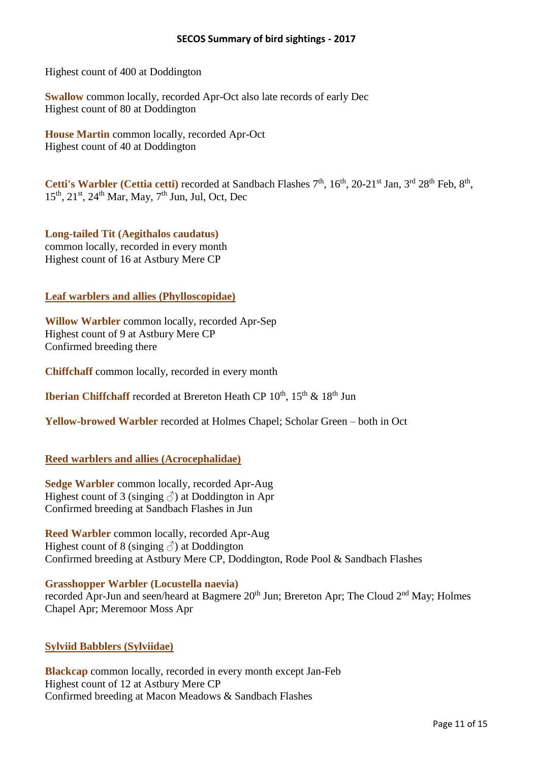Highest count of 400 at Doddington

**Swallow** common locally, recorded Apr-Oct also late records of early Dec
Highest count of 80 at Doddington

**House Martin** common locally, recorded Apr-Oct
Highest count of 40 at Doddington

**Cetti's Warbler (Cettia cetti)** recorded at Sandbach Flashes 7th, 16th, 20-21st Jan, 3rd 28th Feb, 8th, 15th, 21st, 24th Mar, May, 7th Jun, Jul, Oct, Dec

**Long-tailed Tit (Aegithalos caudatus)**
common locally, recorded in every month
Highest count of 16 at Astbury Mere CP

## Leaf warblers and allies (Phylloscopidae)

**Willow Warbler** common locally, recorded Apr-Sep
Highest count of 9 at Astbury Mere CP
Confirmed breeding there

**Chiffchaff** common locally, recorded in every month

**Iberian Chiffchaff** recorded at Brereton Heath CP 10th, 15th & 18th Jun

**Yellow-browed Warbler** recorded at Holmes Chapel; Scholar Green – both in Oct

## Reed warblers and allies (Acrocephalidae)

**Sedge Warbler** common locally, recorded Apr-Aug
Highest count of 3 (singing ♂) at Doddington in Apr
Confirmed breeding at Sandbach Flashes in Jun

**Reed Warbler** common locally, recorded Apr-Aug
Highest count of 8 (singing ♂) at Doddington
Confirmed breeding at Astbury Mere CP, Doddington, Rode Pool & Sandbach Flashes

**Grasshopper Warbler (Locustella naevia)**
recorded Apr-Jun and seen/heard at Bagmere 20th Jun; Brereton Apr; The Cloud 2nd May; Holmes Chapel Apr; Meremoor Moss Apr

## Sylviid Babblers (Sylviidae)

**Blackcap** common locally, recorded in every month except Jan-Feb
Highest count of 12 at Astbury Mere CP
Confirmed breeding at Macon Meadows & Sandbach Flashes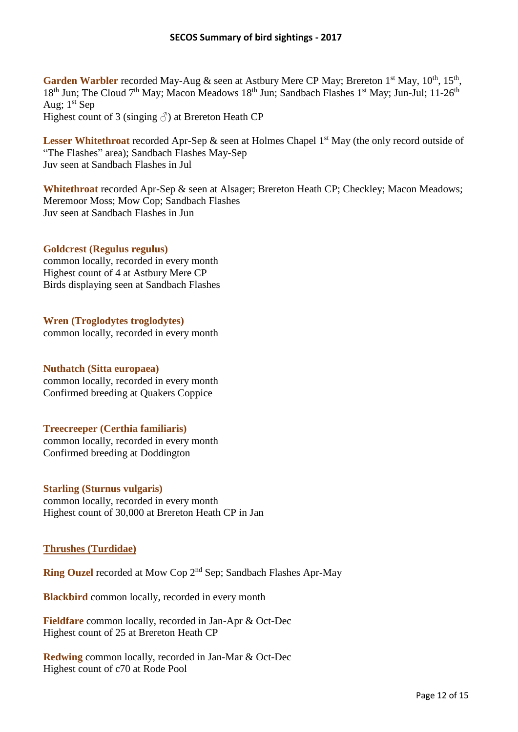**Garden Warbler** recorded May-Aug & seen at Astbury Mere CP May; Brereton 1st May, 10th, 15th, 18th Jun; The Cloud 7th May; Macon Meadows 18th Jun; Sandbach Flashes 1st May; Jun-Jul; 11-26th Aug; 1st Sep
Highest count of 3 (singing ♂) at Brereton Heath CP

**Lesser Whitethroat** recorded Apr-Sep & seen at Holmes Chapel 1st May (the only record outside of "The Flashes" area); Sandbach Flashes May-Sep
Juv seen at Sandbach Flashes in Jul

**Whitethroat** recorded Apr-Sep & seen at Alsager; Brereton Heath CP; Checkley; Macon Meadows; Meremoor Moss; Mow Cop; Sandbach Flashes
Juv seen at Sandbach Flashes in Jun

**Goldcrest (Regulus regulus)**
common locally, recorded in every month
Highest count of 4 at Astbury Mere CP
Birds displaying seen at Sandbach Flashes

**Wren (Troglodytes troglodytes)**
common locally, recorded in every month

**Nuthatch (Sitta europaea)**
common locally, recorded in every month
Confirmed breeding at Quakers Coppice

**Treecreeper (Certhia familiaris)**
common locally, recorded in every month
Confirmed breeding at Doddington

**Starling (Sturnus vulgaris)**
common locally, recorded in every month
Highest count of 30,000 at Brereton Heath CP in Jan

## Thrushes (Turdidae)

**Ring Ouzel** recorded at Mow Cop 2nd Sep; Sandbach Flashes Apr-May

**Blackbird** common locally, recorded in every month

**Fieldfare** common locally, recorded in Jan-Apr & Oct-Dec
Highest count of 25 at Brereton Heath CP

**Redwing** common locally, recorded in Jan-Mar & Oct-Dec
Highest count of c70 at Rode Pool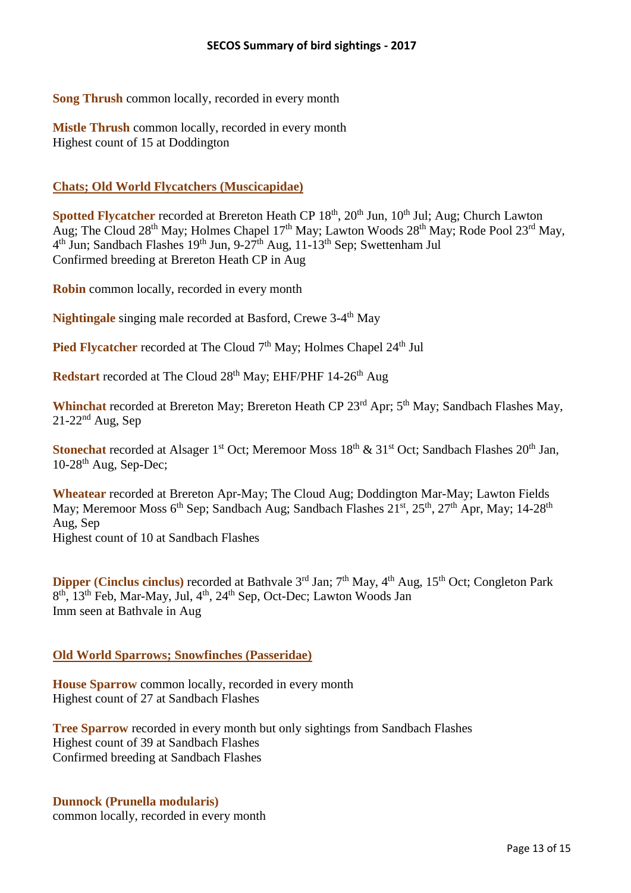**Song Thrush** common locally, recorded in every month

**Mistle Thrush** common locally, recorded in every month
Highest count of 15 at Doddington

## Chats; Old World Flycatchers (Muscicapidae)

**Spotted Flycatcher** recorded at Brereton Heath CP 18th, 20th Jun, 10th Jul; Aug; Church Lawton Aug; The Cloud 28th May; Holmes Chapel 17th May; Lawton Woods 28th May; Rode Pool 23rd May, 4th Jun; Sandbach Flashes 19th Jun, 9-27th Aug, 11-13th Sep; Swettenham Jul
Confirmed breeding at Brereton Heath CP in Aug

**Robin** common locally, recorded in every month

**Nightingale** singing male recorded at Basford, Crewe 3-4th May

**Pied Flycatcher** recorded at The Cloud 7th May; Holmes Chapel 24th Jul

**Redstart** recorded at The Cloud 28th May; EHF/PHF 14-26th Aug

**Whinchat** recorded at Brereton May; Brereton Heath CP 23rd Apr; 5th May; Sandbach Flashes May, 21-22nd Aug, Sep

**Stonechat** recorded at Alsager 1st Oct; Meremoor Moss 18th & 31st Oct; Sandbach Flashes 20th Jan, 10-28th Aug, Sep-Dec;

**Wheatear** recorded at Brereton Apr-May; The Cloud Aug; Doddington Mar-May; Lawton Fields May; Meremoor Moss 6th Sep; Sandbach Aug; Sandbach Flashes 21st, 25th, 27th Apr, May; 14-28th Aug, Sep
Highest count of 10 at Sandbach Flashes

**Dipper (Cinclus cinclus)** recorded at Bathvale 3rd Jan; 7th May, 4th Aug, 15th Oct; Congleton Park 8th, 13th Feb, Mar-May, Jul, 4th, 24th Sep, Oct-Dec; Lawton Woods Jan
Imm seen at Bathvale in Aug

## Old World Sparrows; Snowfinches (Passeridae)

**House Sparrow** common locally, recorded in every month
Highest count of 27 at Sandbach Flashes

**Tree Sparrow** recorded in every month but only sightings from Sandbach Flashes
Highest count of 39 at Sandbach Flashes
Confirmed breeding at Sandbach Flashes

**Dunnock (Prunella modularis)**
common locally, recorded in every month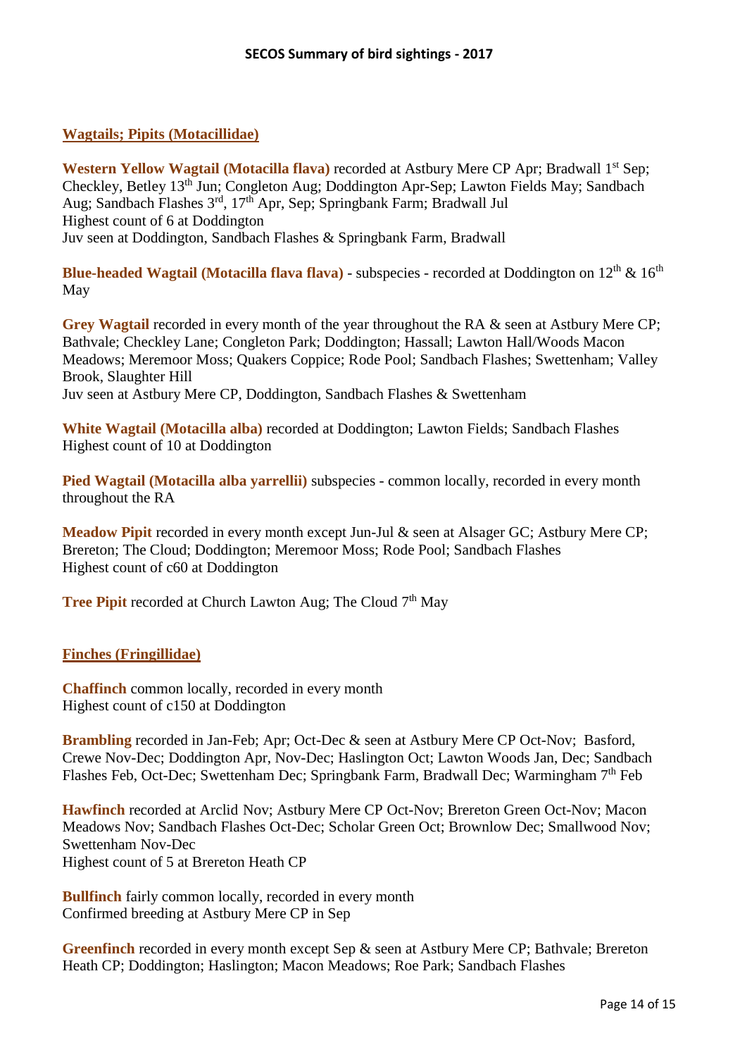## Wagtails; Pipits (Motacillidae)

**Western Yellow Wagtail (Motacilla flava)** recorded at Astbury Mere CP Apr; Bradwall 1st Sep; Checkley, Betley 13th Jun; Congleton Aug; Doddington Apr-Sep; Lawton Fields May; Sandbach Aug; Sandbach Flashes 3rd, 17th Apr, Sep; Springbank Farm; Bradwall Jul
Highest count of 6 at Doddington
Juv seen at Doddington, Sandbach Flashes & Springbank Farm, Bradwall

**Blue-headed Wagtail (Motacilla flava flava)** - subspecies - recorded at Doddington on 12th & 16th May

**Grey Wagtail** recorded in every month of the year throughout the RA & seen at Astbury Mere CP; Bathvale; Checkley Lane; Congleton Park; Doddington; Hassall; Lawton Hall/Woods Macon Meadows; Meremoor Moss; Quakers Coppice; Rode Pool; Sandbach Flashes; Swettenham; Valley Brook, Slaughter Hill
Juv seen at Astbury Mere CP, Doddington, Sandbach Flashes & Swettenham

**White Wagtail (Motacilla alba)** recorded at Doddington; Lawton Fields; Sandbach Flashes
Highest count of 10 at Doddington

**Pied Wagtail (Motacilla alba yarrellii)** subspecies - common locally, recorded in every month throughout the RA

**Meadow Pipit** recorded in every month except Jun-Jul & seen at Alsager GC; Astbury Mere CP; Brereton; The Cloud; Doddington; Meremoor Moss; Rode Pool; Sandbach Flashes
Highest count of c60 at Doddington

**Tree Pipit** recorded at Church Lawton Aug; The Cloud 7th May

## Finches (Fringillidae)

**Chaffinch** common locally, recorded in every month
Highest count of c150 at Doddington

**Brambling** recorded in Jan-Feb; Apr; Oct-Dec & seen at Astbury Mere CP Oct-Nov; Basford, Crewe Nov-Dec; Doddington Apr, Nov-Dec; Haslington Oct; Lawton Woods Jan, Dec; Sandbach Flashes Feb, Oct-Dec; Swettenham Dec; Springbank Farm, Bradwall Dec; Warmingham 7th Feb

**Hawfinch** recorded at Arclid Nov; Astbury Mere CP Oct-Nov; Brereton Green Oct-Nov; Macon Meadows Nov; Sandbach Flashes Oct-Dec; Scholar Green Oct; Brownlow Dec; Smallwood Nov; Swettenham Nov-Dec
Highest count of 5 at Brereton Heath CP

**Bullfinch** fairly common locally, recorded in every month
Confirmed breeding at Astbury Mere CP in Sep

**Greenfinch** recorded in every month except Sep & seen at Astbury Mere CP; Bathvale; Brereton Heath CP; Doddington; Haslington; Macon Meadows; Roe Park; Sandbach Flashes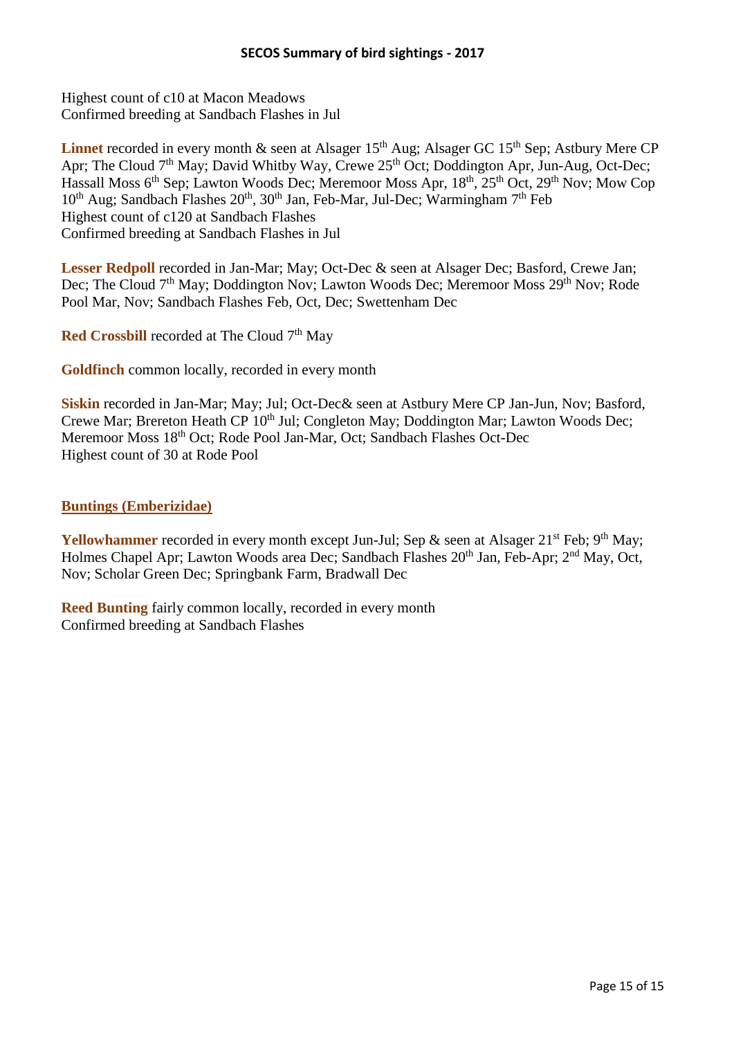Highest count of c10 at Macon Meadows
Confirmed breeding at Sandbach Flashes in Jul

**Linnet** recorded in every month & seen at Alsager 15th Aug; Alsager GC 15th Sep; Astbury Mere CP Apr; The Cloud 7th May; David Whitby Way, Crewe 25th Oct; Doddington Apr, Jun-Aug, Oct-Dec; Hassall Moss 6th Sep; Lawton Woods Dec; Meremoor Moss Apr, 18th, 25th Oct, 29th Nov; Mow Cop 10th Aug; Sandbach Flashes 20th, 30th Jan, Feb-Mar, Jul-Dec; Warmingham 7th Feb
Highest count of c120 at Sandbach Flashes
Confirmed breeding at Sandbach Flashes in Jul

**Lesser Redpoll** recorded in Jan-Mar; May; Oct-Dec & seen at Alsager Dec; Basford, Crewe Jan; Dec; The Cloud 7th May; Doddington Nov; Lawton Woods Dec; Meremoor Moss 29th Nov; Rode Pool Mar, Nov; Sandbach Flashes Feb, Oct, Dec; Swettenham Dec

**Red Crossbill** recorded at The Cloud 7th May

**Goldfinch** common locally, recorded in every month

**Siskin** recorded in Jan-Mar; May; Jul; Oct-Dec& seen at Astbury Mere CP Jan-Jun, Nov; Basford, Crewe Mar; Brereton Heath CP 10th Jul; Congleton May; Doddington Mar; Lawton Woods Dec; Meremoor Moss 18th Oct; Rode Pool Jan-Mar, Oct; Sandbach Flashes Oct-Dec
Highest count of 30 at Rode Pool

## Buntings (Emberizidae)

**Yellowhammer** recorded in every month except Jun-Jul; Sep & seen at Alsager 21st Feb; 9th May; Holmes Chapel Apr; Lawton Woods area Dec; Sandbach Flashes 20th Jan, Feb-Apr; 2nd May, Oct, Nov; Scholar Green Dec; Springbank Farm, Bradwall Dec

**Reed Bunting** fairly common locally, recorded in every month
Confirmed breeding at Sandbach Flashes